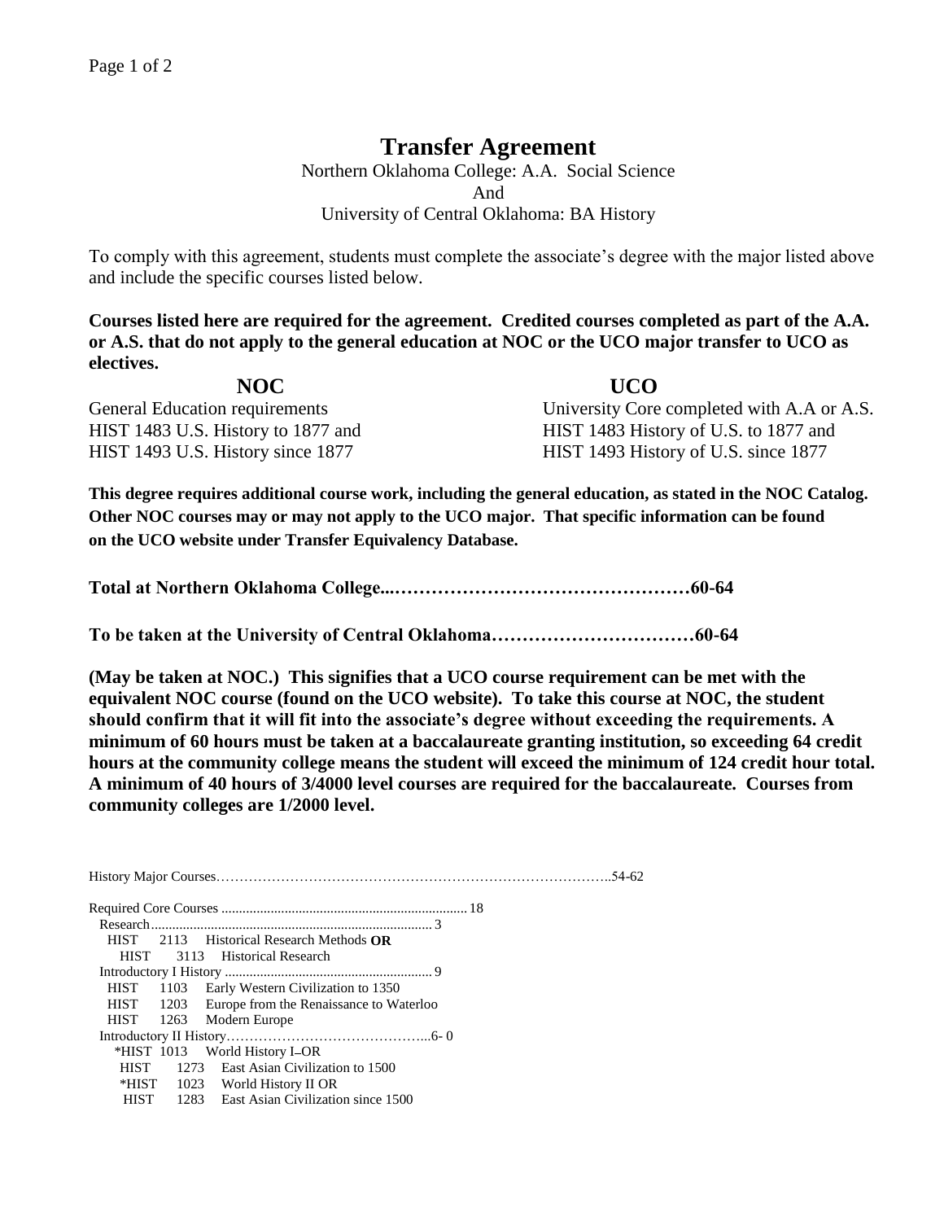# Transfer Agreement

Northern Oklahoma College: A.A. Social Science
And
University of Central Oklahoma: BA History

To comply with this agreement, students must complete the associate's degree with the major listed above and include the specific courses listed below.

**Courses listed here are required for the agreement. Credited courses completed as part of the A.A. or A.S. that do not apply to the general education at NOC or the UCO major transfer to UCO as electives.**

| **NOC** | **UCO** |
|---|---|
| General Education requirements | University Core completed with A.A or A.S. |
| HIST 1483 U.S. History to 1877 and | HIST 1483 History of U.S. to 1877 and |
| HIST 1493 U.S. History since 1877 | HIST 1493 History of U.S. since 1877 |

**This degree requires additional course work, including the general education, as stated in the NOC Catalog. Other NOC courses may or may not apply to the UCO major. That specific information can be found on the UCO website under Transfer Equivalency Database.**

**Total at Northern Oklahoma College...…………………………………………60-64**

**To be taken at the University of Central Oklahoma……………………………60-64**

**(May be taken at NOC.) This signifies that a UCO course requirement can be met with the equivalent NOC course (found on the UCO website). To take this course at NOC, the student should confirm that it will fit into the associate's degree without exceeding the requirements. A minimum of 60 hours must be taken at a baccalaureate granting institution, so exceeding 64 credit hours at the community college means the student will exceed the minimum of 124 credit hour total. A minimum of 40 hours of 3/4000 level courses are required for the baccalaureate. Courses from community colleges are 1/2000 level.**

History Major Courses…………………………………………………………………………..54-62

Required Core Courses ...................................................................... 18

Research................................................................................ 3

- HIST 2113 Historical Research Methods **OR**
- HIST 3113 Historical Research

Introductory I History ........................................................... 9

- HIST 1103 Early Western Civilization to 1350
- HIST 1203 Europe from the Renaissance to Waterloo
- HIST 1263 Modern Europe

Introductory II History……………………………………...6- 0

- *HIST 1013 World History I OR
- HIST 1273 East Asian Civilization to 1500
- *HIST 1023 World History II OR
- HIST 1283 East Asian Civilization since 1500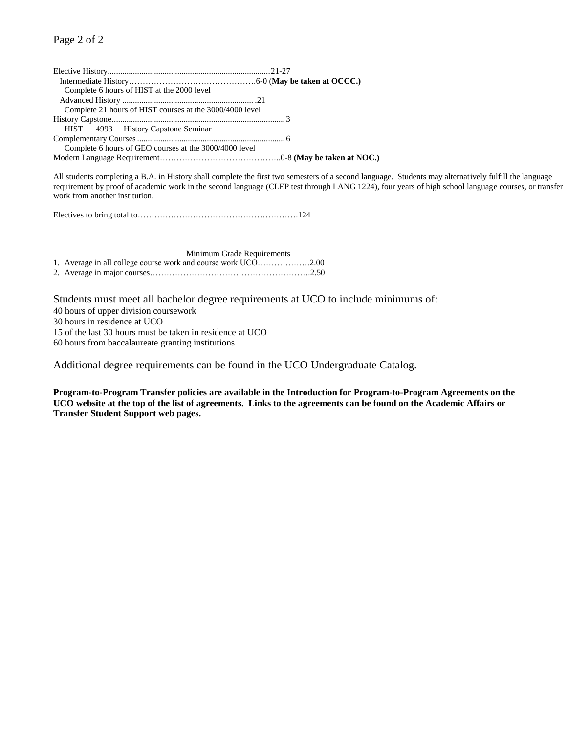Elective History............................................................................21-27
Intermediate History……………………………………….6-0 (**May be taken at OCCC.)**
Complete 6 hours of HIST at the 2000 level
Advanced History .............................................................. .21
Complete 21 hours of HIST courses at the 3000/4000 level
History Capstone..................................................................................3
HIST 4993 History Capstone Seminar
Complementary Courses......................................................................6
Complete 6 hours of GEO courses at the 3000/4000 level
Modern Language Requirement……………………………………..0-8 **(May be taken at NOC.)**

All students completing a B.A. in History shall complete the first two semesters of a second language. Students may alternatively fulfill the language requirement by proof of academic work in the second language (CLEP test through LANG 1224), four years of high school language courses, or transfer work from another institution.

Electives to bring total to………………………………………………….124

Minimum Grade Requirements

1. Average in all college course work and course work UCO……………….2.00
2. Average in major courses………………………………………………….2.50

Students must meet all bachelor degree requirements at UCO to include minimums of:
40 hours of upper division coursework
30 hours in residence at UCO
15 of the last 30 hours must be taken in residence at UCO
60 hours from baccalaureate granting institutions

Additional degree requirements can be found in the UCO Undergraduate Catalog.

**Program-to-Program Transfer policies are available in the Introduction for Program-to-Program Agreements on the UCO website at the top of the list of agreements. Links to the agreements can be found on the Academic Affairs or Transfer Student Support web pages.**